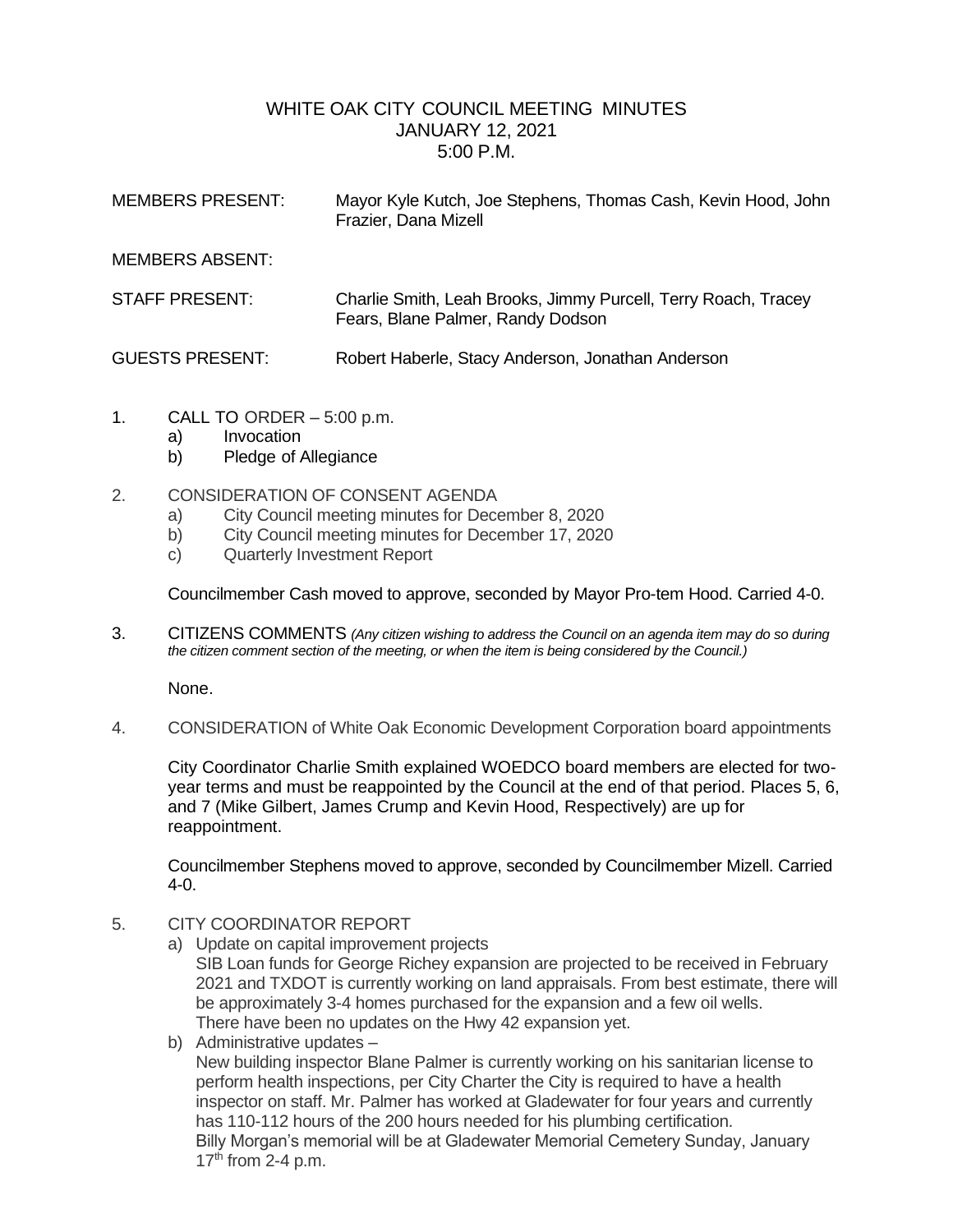# WHITE OAK CITY COUNCIL MEETING MINUTES
## JANUARY 12, 2021
## 5:00 P.M.

| | |
|---|---|
| MEMBERS PRESENT: | Mayor Kyle Kutch, Joe Stephens, Thomas Cash, Kevin Hood, John Frazier, Dana Mizell |
| MEMBERS ABSENT: | |
| STAFF PRESENT: | Charlie Smith, Leah Brooks, Jimmy Purcell, Terry Roach, Tracey Fears, Blane Palmer, Randy Dodson |
| GUESTS PRESENT: | Robert Haberle, Stacy Anderson, Jonathan Anderson |

1. CALL TO ORDER – 5:00 p.m.
   a) Invocation
   b) Pledge of Allegiance

2. CONSIDERATION OF CONSENT AGENDA
   a) City Council meeting minutes for December 8, 2020
   b) City Council meeting minutes for December 17, 2020
   c) Quarterly Investment Report

   Councilmember Cash moved to approve, seconded by Mayor Pro-tem Hood. Carried 4-0.

3. CITIZENS COMMENTS *(Any citizen wishing to address the Council on an agenda item may do so during the citizen comment section of the meeting, or when the item is being considered by the Council.)*

   None.

4. CONSIDERATION of White Oak Economic Development Corporation board appointments

   City Coordinator Charlie Smith explained WOEDCO board members are elected for two-year terms and must be reappointed by the Council at the end of that period. Places 5, 6, and 7 (Mike Gilbert, James Crump and Kevin Hood, Respectively) are up for reappointment.

   Councilmember Stephens moved to approve, seconded by Councilmember Mizell. Carried 4-0.

5. CITY COORDINATOR REPORT
   a) Update on capital improvement projects
      SIB Loan funds for George Richey expansion are projected to be received in February 2021 and TXDOT is currently working on land appraisals. From best estimate, there will be approximately 3-4 homes purchased for the expansion and a few oil wells.
      There have been no updates on the Hwy 42 expansion yet.
   b) Administrative updates –
      New building inspector Blane Palmer is currently working on his sanitarian license to perform health inspections, per City Charter the City is required to have a health inspector on staff. Mr. Palmer has worked at Gladewater for four years and currently has 110-112 hours of the 200 hours needed for his plumbing certification.
      Billy Morgan's memorial will be at Gladewater Memorial Cemetery Sunday, January 17th from 2-4 p.m.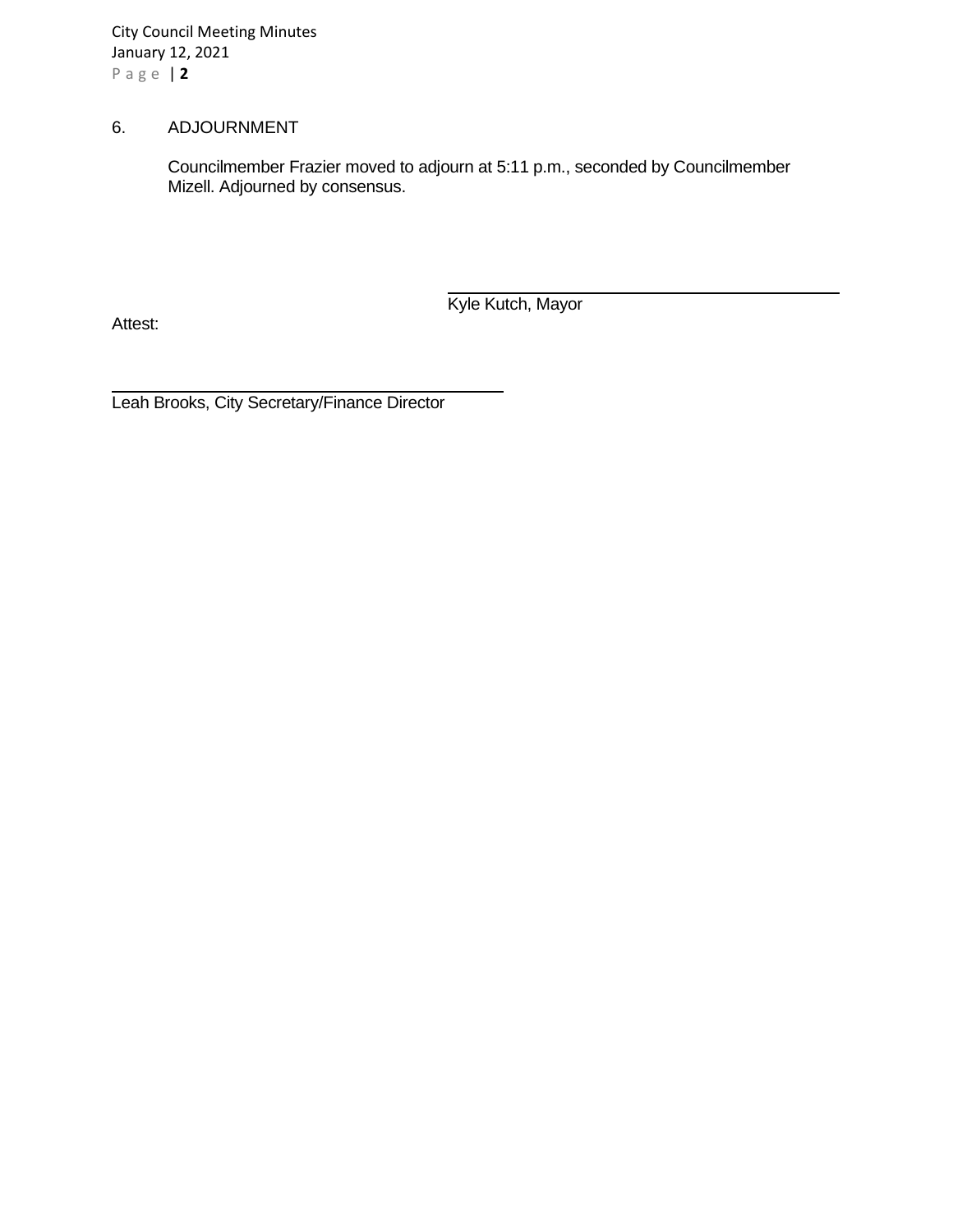## 6. ADJOURNMENT

Councilmember Frazier moved to adjourn at 5:11 p.m., seconded by Councilmember Mizell. Adjourned by consensus.

\_\_\_\_\_\_\_\_\_\_\_\_\_\_\_\_\_\_\_\_\_\_\_\_\_\_\_\_\_\_\_\_\_\_\_\_\_\_\_\_

Kyle Kutch, Mayor

Attest:

\_\_\_\_\_\_\_\_\_\_\_\_\_\_\_\_\_\_\_\_\_\_\_\_\_\_\_\_\_\_\_\_\_\_\_\_\_\_\_\_

Leah Brooks, City Secretary/Finance Director